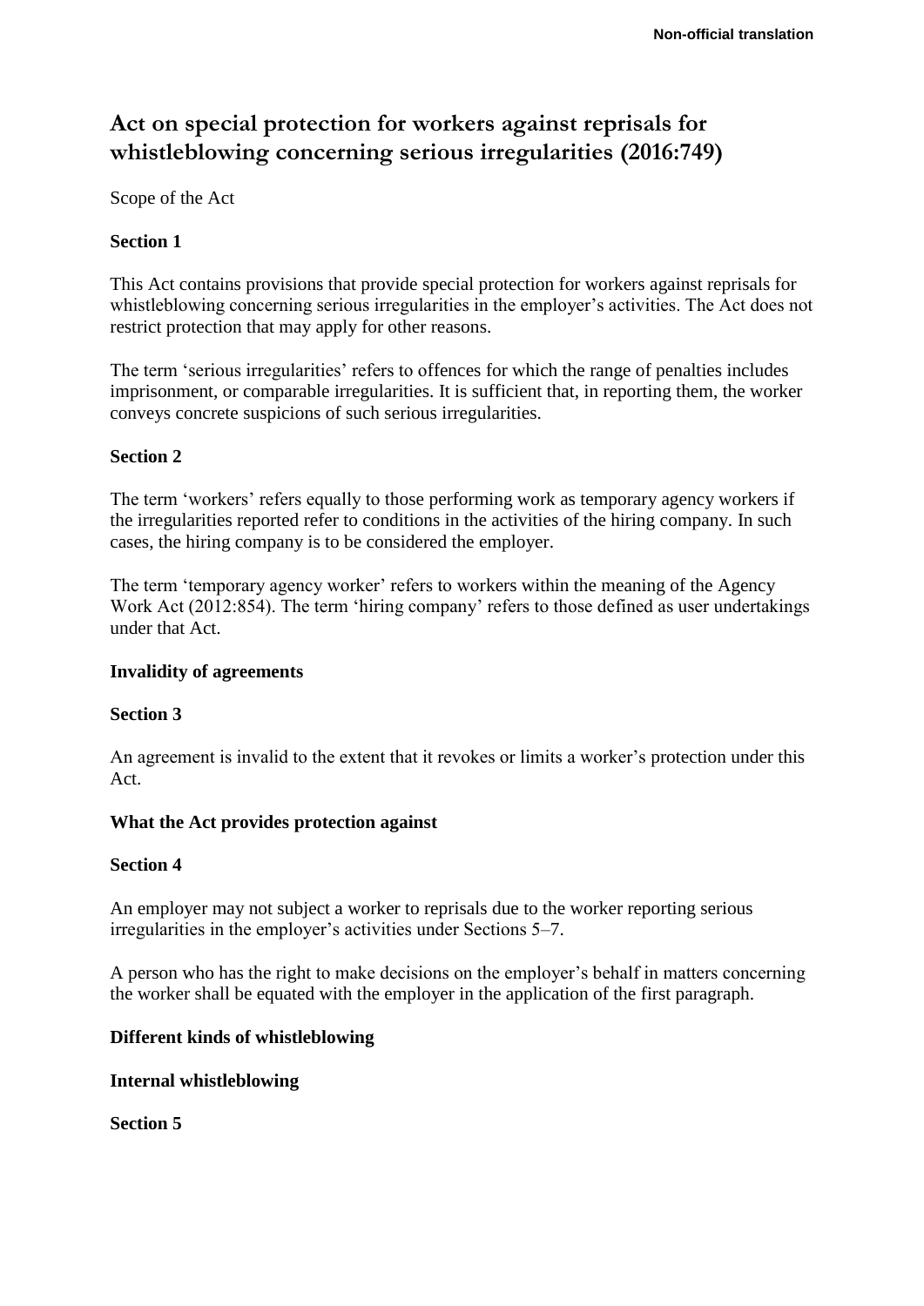Non-official translation

# Act on special protection for workers against reprisals for whistleblowing concerning serious irregularities (2016:749)

Scope of the Act

**Section 1**

This Act contains provisions that provide special protection for workers against reprisals for whistleblowing concerning serious irregularities in the employer's activities. The Act does not restrict protection that may apply for other reasons.

The term 'serious irregularities' refers to offences for which the range of penalties includes imprisonment, or comparable irregularities. It is sufficient that, in reporting them, the worker conveys concrete suspicions of such serious irregularities.

**Section 2**

The term 'workers' refers equally to those performing work as temporary agency workers if the irregularities reported refer to conditions in the activities of the hiring company. In such cases, the hiring company is to be considered the employer.

The term 'temporary agency worker' refers to workers within the meaning of the Agency Work Act (2012:854). The term 'hiring company' refers to those defined as user undertakings under that Act.

**Invalidity of agreements**

**Section 3**

An agreement is invalid to the extent that it revokes or limits a worker's protection under this Act.

**What the Act provides protection against**

**Section 4**

An employer may not subject a worker to reprisals due to the worker reporting serious irregularities in the employer's activities under Sections 5–7.

A person who has the right to make decisions on the employer's behalf in matters concerning the worker shall be equated with the employer in the application of the first paragraph.

**Different kinds of whistleblowing**

**Internal whistleblowing**

**Section 5**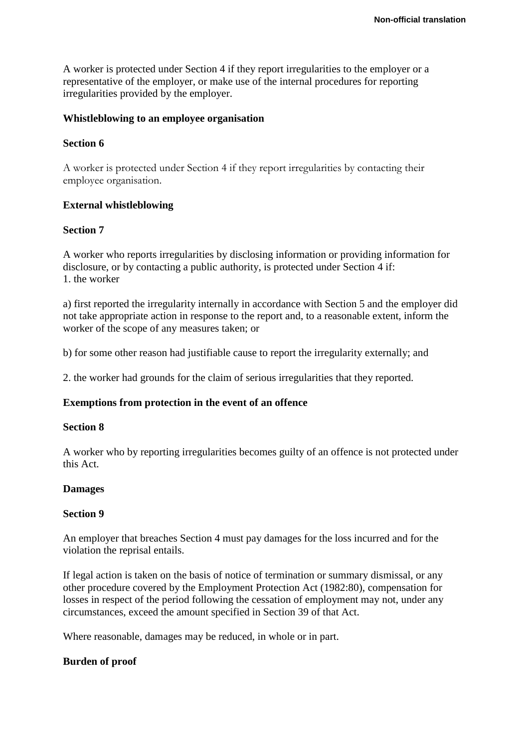A worker is protected under Section 4 if they report irregularities to the employer or a representative of the employer, or make use of the internal procedures for reporting irregularities provided by the employer.

**Whistleblowing to an employee organisation**

**Section 6**

A worker is protected under Section 4 if they report irregularities by contacting their employee organisation.

**External whistleblowing**

**Section 7**

A worker who reports irregularities by disclosing information or providing information for disclosure, or by contacting a public authority, is protected under Section 4 if:
1. the worker

a) first reported the irregularity internally in accordance with Section 5 and the employer did not take appropriate action in response to the report and, to a reasonable extent, inform the worker of the scope of any measures taken; or

b) for some other reason had justifiable cause to report the irregularity externally; and

2. the worker had grounds for the claim of serious irregularities that they reported.

**Exemptions from protection in the event of an offence**

**Section 8**

A worker who by reporting irregularities becomes guilty of an offence is not protected under this Act.

**Damages**

**Section 9**

An employer that breaches Section 4 must pay damages for the loss incurred and for the violation the reprisal entails.

If legal action is taken on the basis of notice of termination or summary dismissal, or any other procedure covered by the Employment Protection Act (1982:80), compensation for losses in respect of the period following the cessation of employment may not, under any circumstances, exceed the amount specified in Section 39 of that Act.

Where reasonable, damages may be reduced, in whole or in part.

**Burden of proof**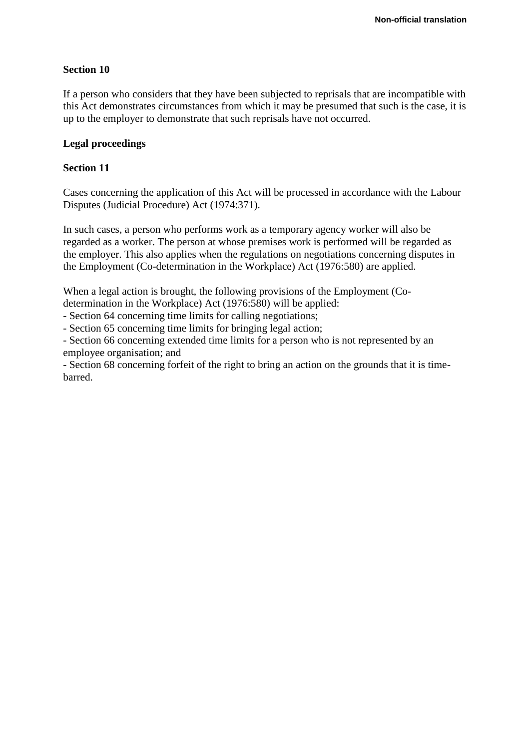**Section 10**

If a person who considers that they have been subjected to reprisals that are incompatible with this Act demonstrates circumstances from which it may be presumed that such is the case, it is up to the employer to demonstrate that such reprisals have not occurred.

**Legal proceedings**

**Section 11**

Cases concerning the application of this Act will be processed in accordance with the Labour Disputes (Judicial Procedure) Act (1974:371).

In such cases, a person who performs work as a temporary agency worker will also be regarded as a worker. The person at whose premises work is performed will be regarded as the employer. This also applies when the regulations on negotiations concerning disputes in the Employment (Co-determination in the Workplace) Act (1976:580) are applied.

When a legal action is brought, the following provisions of the Employment (Co-determination in the Workplace) Act (1976:580) will be applied:

- Section 64 concerning time limits for calling negotiations;
- Section 65 concerning time limits for bringing legal action;
- Section 66 concerning extended time limits for a person who is not represented by an employee organisation; and
- Section 68 concerning forfeit of the right to bring an action on the grounds that it is time-barred.